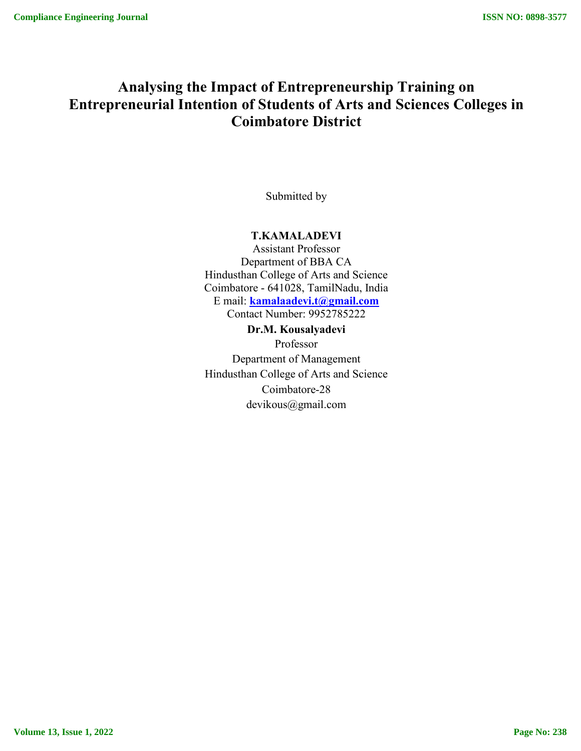# Analysing the Impact of Entrepreneurship Training on Entrepreneurial Intention of Students of Arts and Sciences Colleges in Coimbatore District

Submitted by

**T.KAMALADEVI**
Assistant Professor
Department of BBA CA
Hindusthan College of Arts and Science
Coimbatore - 641028, TamilNadu, India
E mail: **kamalaadevi.t@gmail.com**
Contact Number: 9952785222

**Dr.M. Kousalyadevi**
Professor
Department of Management
Hindusthan College of Arts and Science
Coimbatore-28
devikous@gmail.com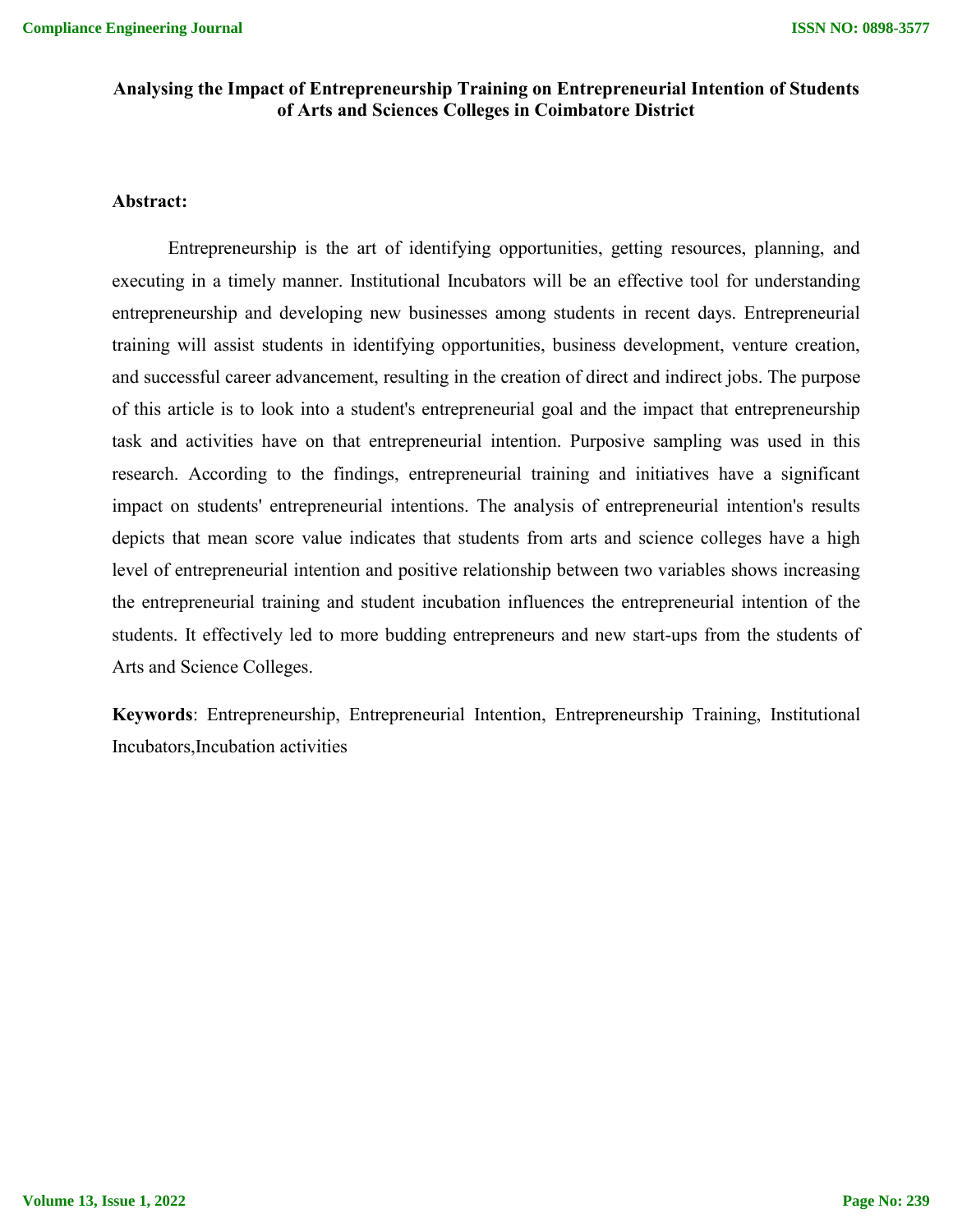# Analysing the Impact of Entrepreneurship Training on Entrepreneurial Intention of Students of Arts and Sciences Colleges in Coimbatore District

## Abstract:

Entrepreneurship is the art of identifying opportunities, getting resources, planning, and executing in a timely manner. Institutional Incubators will be an effective tool for understanding entrepreneurship and developing new businesses among students in recent days. Entrepreneurial training will assist students in identifying opportunities, business development, venture creation, and successful career advancement, resulting in the creation of direct and indirect jobs. The purpose of this article is to look into a student's entrepreneurial goal and the impact that entrepreneurship task and activities have on that entrepreneurial intention. Purposive sampling was used in this research. According to the findings, entrepreneurial training and initiatives have a significant impact on students' entrepreneurial intentions. The analysis of entrepreneurial intention's results depicts that mean score value indicates that students from arts and science colleges have a high level of entrepreneurial intention and positive relationship between two variables shows increasing the entrepreneurial training and student incubation influences the entrepreneurial intention of the students. It effectively led to more budding entrepreneurs and new start-ups from the students of Arts and Science Colleges.

**Keywords**: Entrepreneurship, Entrepreneurial Intention, Entrepreneurship Training, Institutional Incubators,Incubation activities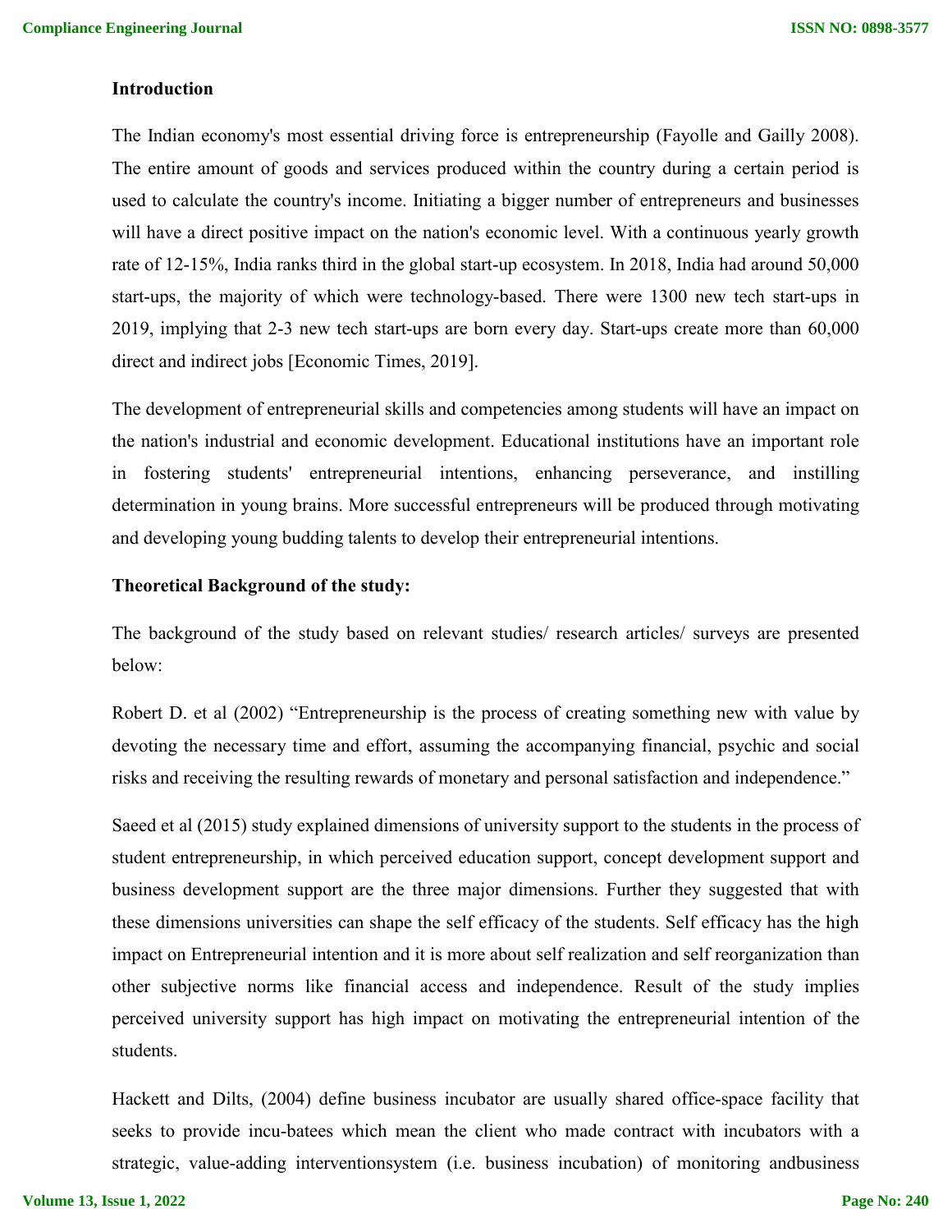**Introduction**

The Indian economy's most essential driving force is entrepreneurship (Fayolle and Gailly 2008). The entire amount of goods and services produced within the country during a certain period is used to calculate the country's income. Initiating a bigger number of entrepreneurs and businesses will have a direct positive impact on the nation's economic level. With a continuous yearly growth rate of 12-15%, India ranks third in the global start-up ecosystem. In 2018, India had around 50,000 start-ups, the majority of which were technology-based. There were 1300 new tech start-ups in 2019, implying that 2-3 new tech start-ups are born every day. Start-ups create more than 60,000 direct and indirect jobs [Economic Times, 2019].

The development of entrepreneurial skills and competencies among students will have an impact on the nation's industrial and economic development. Educational institutions have an important role in fostering students' entrepreneurial intentions, enhancing perseverance, and instilling determination in young brains. More successful entrepreneurs will be produced through motivating and developing young budding talents to develop their entrepreneurial intentions.

**Theoretical Background of the study:**

The background of the study based on relevant studies/ research articles/ surveys are presented below:

Robert D. et al (2002) "Entrepreneurship is the process of creating something new with value by devoting the necessary time and effort, assuming the accompanying financial, psychic and social risks and receiving the resulting rewards of monetary and personal satisfaction and independence."

Saeed et al (2015) study explained dimensions of university support to the students in the process of student entrepreneurship, in which perceived education support, concept development support and business development support are the three major dimensions. Further they suggested that with these dimensions universities can shape the self efficacy of the students. Self efficacy has the high impact on Entrepreneurial intention and it is more about self realization and self reorganization than other subjective norms like financial access and independence. Result of the study implies perceived university support has high impact on motivating the entrepreneurial intention of the students.

Hackett and Dilts, (2004) define business incubator are usually shared office-space facility that seeks to provide incu-batees which mean the client who made contract with incubators with a strategic, value-adding interventionsystem (i.e. business incubation) of monitoring andbusiness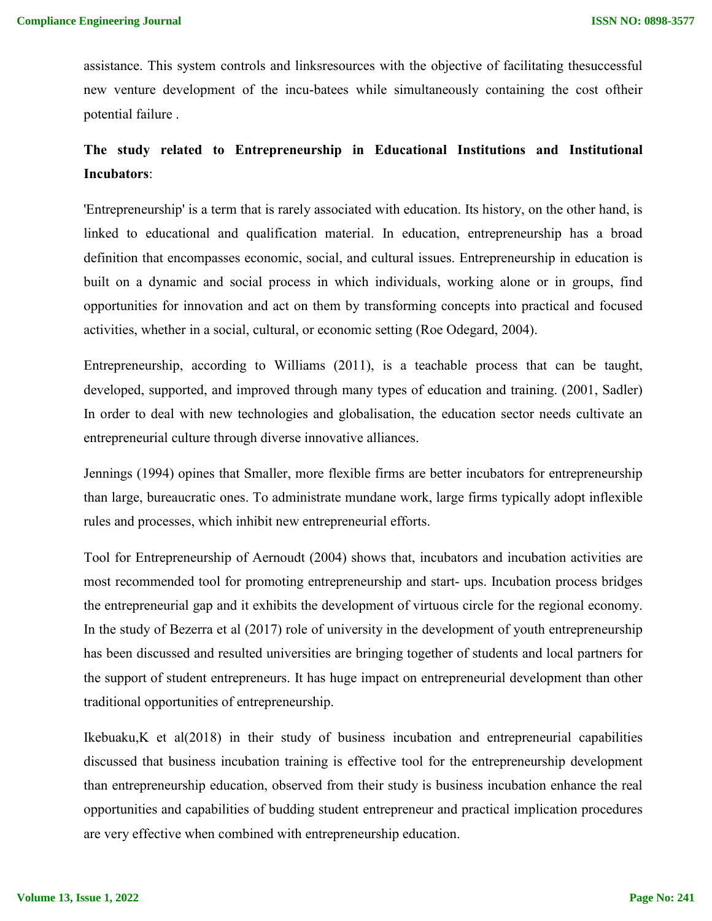assistance. This system controls and linksresources with the objective of facilitating thesuccessful new venture development of the incu-batees while simultaneously containing the cost oftheir potential failure .

**The study related to Entrepreneurship in Educational Institutions and Institutional Incubators**:

'Entrepreneurship' is a term that is rarely associated with education. Its history, on the other hand, is linked to educational and qualification material. In education, entrepreneurship has a broad definition that encompasses economic, social, and cultural issues. Entrepreneurship in education is built on a dynamic and social process in which individuals, working alone or in groups, find opportunities for innovation and act on them by transforming concepts into practical and focused activities, whether in a social, cultural, or economic setting (Roe Odegard, 2004).

Entrepreneurship, according to Williams (2011), is a teachable process that can be taught, developed, supported, and improved through many types of education and training. (2001, Sadler) In order to deal with new technologies and globalisation, the education sector needs cultivate an entrepreneurial culture through diverse innovative alliances.

Jennings (1994) opines that Smaller, more flexible firms are better incubators for entrepreneurship than large, bureaucratic ones. To administrate mundane work, large firms typically adopt inflexible rules and processes, which inhibit new entrepreneurial efforts.

Tool for Entrepreneurship of Aernoudt (2004) shows that, incubators and incubation activities are most recommended tool for promoting entrepreneurship and start- ups. Incubation process bridges the entrepreneurial gap and it exhibits the development of virtuous circle for the regional economy. In the study of Bezerra et al (2017) role of university in the development of youth entrepreneurship has been discussed and resulted universities are bringing together of students and local partners for the support of student entrepreneurs. It has huge impact on entrepreneurial development than other traditional opportunities of entrepreneurship.

Ikebuaku,K et al(2018) in their study of business incubation and entrepreneurial capabilities discussed that business incubation training is effective tool for the entrepreneurship development than entrepreneurship education, observed from their study is business incubation enhance the real opportunities and capabilities of budding student entrepreneur and practical implication procedures are very effective when combined with entrepreneurship education.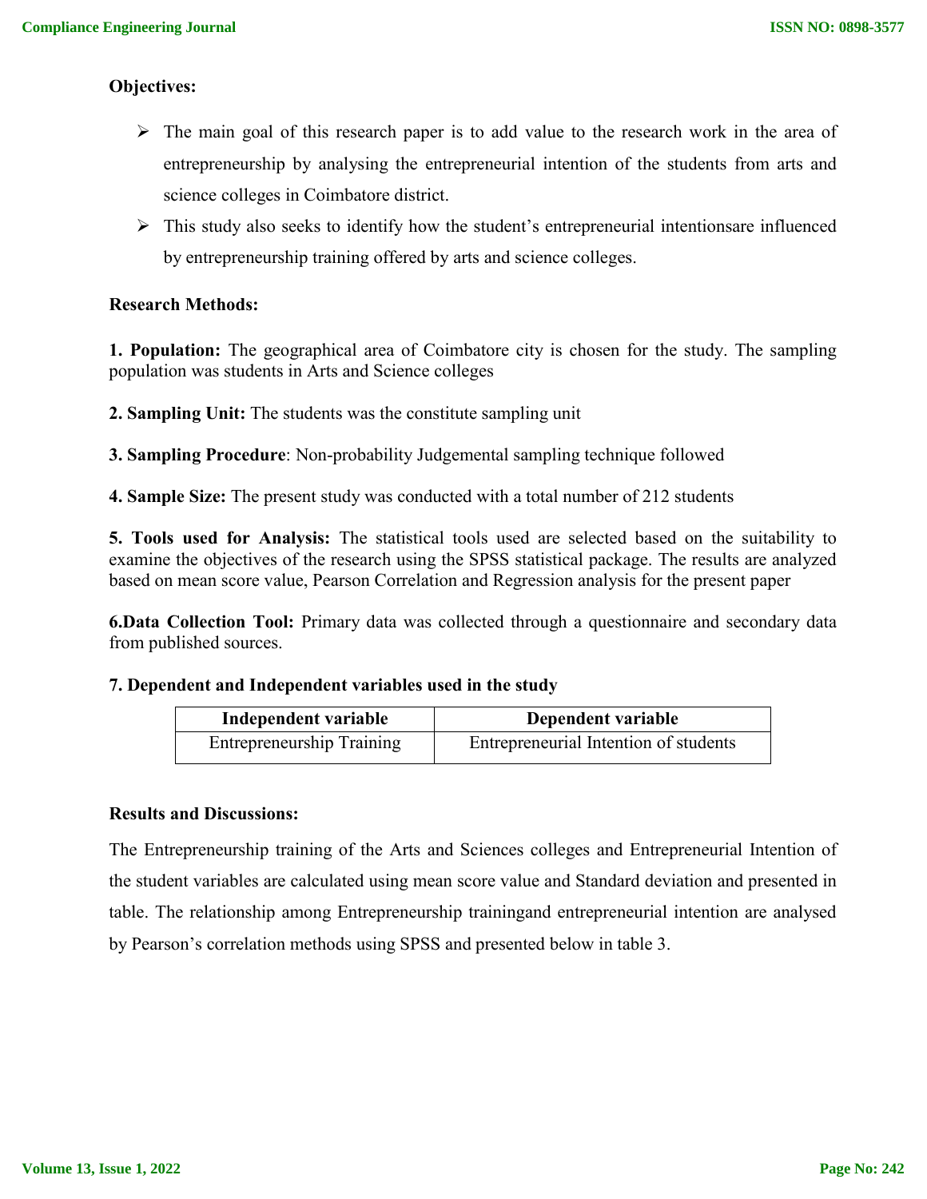**Objectives:**

- The main goal of this research paper is to add value to the research work in the area of entrepreneurship by analysing the entrepreneurial intention of the students from arts and science colleges in Coimbatore district.
- This study also seeks to identify how the student's entrepreneurial intentionsare influenced by entrepreneurship training offered by arts and science colleges.

**Research Methods:**

**1. Population:** The geographical area of Coimbatore city is chosen for the study. The sampling population was students in Arts and Science colleges

**2. Sampling Unit:** The students was the constitute sampling unit

**3. Sampling Procedure**: Non-probability Judgemental sampling technique followed

**4. Sample Size:** The present study was conducted with a total number of 212 students

**5. Tools used for Analysis:** The statistical tools used are selected based on the suitability to examine the objectives of the research using the SPSS statistical package. The results are analyzed based on mean score value, Pearson Correlation and Regression analysis for the present paper

**6.Data Collection Tool:** Primary data was collected through a questionnaire and secondary data from published sources.

**7. Dependent and Independent variables used in the study**

| Independent variable | Dependent variable |
| --- | --- |
| Entrepreneurship Training | Entrepreneurial Intention of students |

**Results and Discussions:**

The Entrepreneurship training of the Arts and Sciences colleges and Entrepreneurial Intention of the student variables are calculated using mean score value and Standard deviation and presented in table. The relationship among Entrepreneurship trainingand entrepreneurial intention are analysed by Pearson's correlation methods using SPSS and presented below in table 3.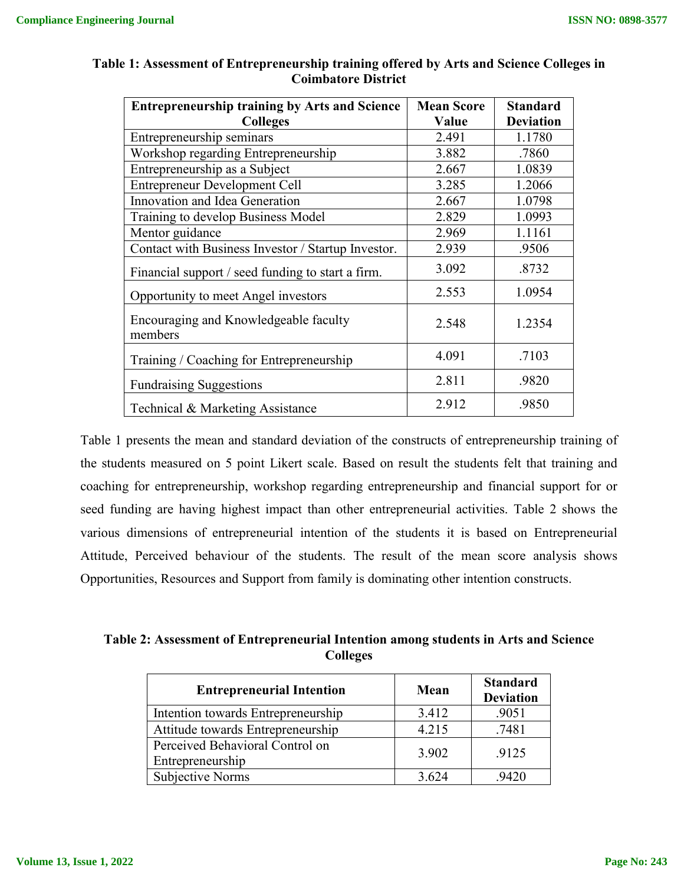**Table 1: Assessment of Entrepreneurship training offered by Arts and Science Colleges in Coimbatore District**

| Entrepreneurship training by Arts and Science Colleges | Mean Score Value | Standard Deviation |
|---|---|---|
| Entrepreneurship seminars | 2.491 | 1.1780 |
| Workshop regarding Entrepreneurship | 3.882 | .7860 |
| Entrepreneurship as a Subject | 2.667 | 1.0839 |
| Entrepreneur Development Cell | 3.285 | 1.2066 |
| Innovation and Idea Generation | 2.667 | 1.0798 |
| Training to develop Business Model | 2.829 | 1.0993 |
| Mentor guidance | 2.969 | 1.1161 |
| Contact with Business Investor / Startup Investor. | 2.939 | .9506 |
| Financial support / seed funding to start a firm. | 3.092 | .8732 |
| Opportunity to meet Angel investors | 2.553 | 1.0954 |
| Encouraging and Knowledgeable faculty members | 2.548 | 1.2354 |
| Training / Coaching for Entrepreneurship | 4.091 | .7103 |
| Fundraising Suggestions | 2.811 | .9820 |
| Technical & Marketing Assistance | 2.912 | .9850 |

Table 1 presents the mean and standard deviation of the constructs of entrepreneurship training of the students measured on 5 point Likert scale. Based on result the students felt that training and coaching for entrepreneurship, workshop regarding entrepreneurship and financial support for or seed funding are having highest impact than other entrepreneurial activities. Table 2 shows the various dimensions of entrepreneurial intention of the students it is based on Entrepreneurial Attitude, Perceived behaviour of the students. The result of the mean score analysis shows Opportunities, Resources and Support from family is dominating other intention constructs.

**Table 2: Assessment of Entrepreneurial Intention among students in Arts and Science Colleges**

| Entrepreneurial Intention | Mean | Standard Deviation |
|---|---|---|
| Intention towards Entrepreneurship | 3.412 | .9051 |
| Attitude towards Entrepreneurship | 4.215 | .7481 |
| Perceived Behavioral Control on Entrepreneurship | 3.902 | .9125 |
| Subjective Norms | 3.624 | .9420 |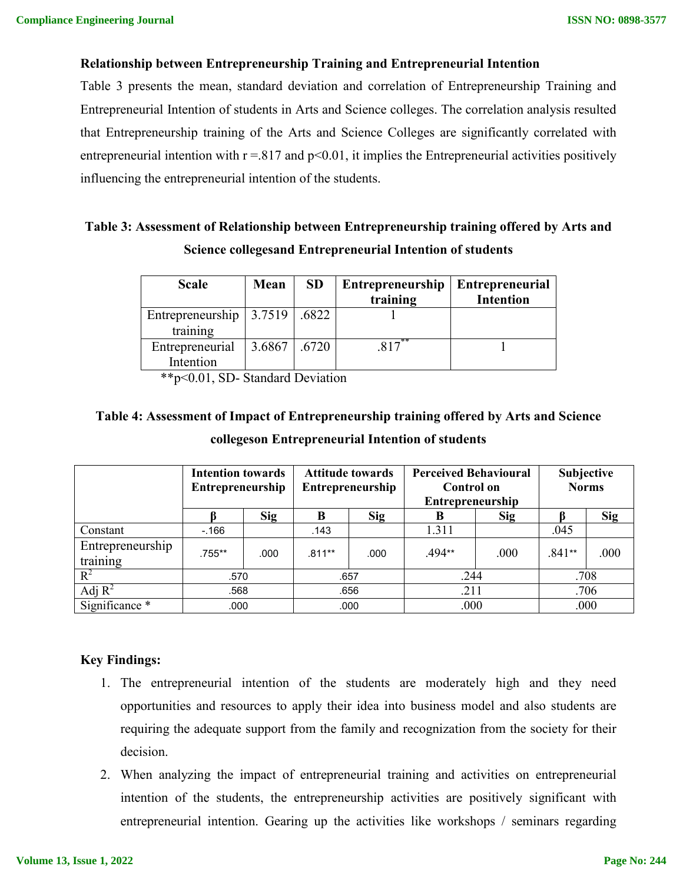**Relationship between Entrepreneurship Training and Entrepreneurial Intention**

Table 3 presents the mean, standard deviation and correlation of Entrepreneurship Training and Entrepreneurial Intention of students in Arts and Science colleges. The correlation analysis resulted that Entrepreneurship training of the Arts and Science Colleges are significantly correlated with entrepreneurial intention with r =.817 and p<0.01, it implies the Entrepreneurial activities positively influencing the entrepreneurial intention of the students.

**Table 3: Assessment of Relationship between Entrepreneurship training offered by Arts and Science collegesand Entrepreneurial Intention of students**

| Scale | Mean | SD | Entrepreneurship training | Entrepreneurial Intention |
|---|---|---|---|---|
| Entrepreneurship training | 3.7519 | .6822 | 1 | |
| Entrepreneurial Intention | 3.6867 | .6720 | .817** | 1 |

**p<0.01, SD- Standard Deviation

**Table 4: Assessment of Impact of Entrepreneurship training offered by Arts and Science collegeson Entrepreneurial Intention of students**

| | Intention towards Entrepreneurship | | Attitude towards Entrepreneurship | | Perceived Behavioural Control on Entrepreneurship | | Subjective Norms | |
|---|---|---|---|---|---|---|---|---|
| | β | Sig | B | Sig | B | Sig | β | Sig |
| Constant | -.166 | | .143 | | 1.311 | | .045 | |
| Entrepreneurship training | .755** | .000 | .811** | .000 | .494** | .000 | .841** | .000 |
| $R^2$ | .570 | | .657 | | .244 | | .708 | |
| Adj $R^2$ | .568 | | .656 | | .211 | | .706 | |
| Significance * | .000 | | .000 | | .000 | | .000 | |

**Key Findings:**

1. The entrepreneurial intention of the students are moderately high and they need opportunities and resources to apply their idea into business model and also students are requiring the adequate support from the family and recognization from the society for their decision.
2. When analyzing the impact of entrepreneurial training and activities on entrepreneurial intention of the students, the entrepreneurship activities are positively significant with entrepreneurial intention. Gearing up the activities like workshops / seminars regarding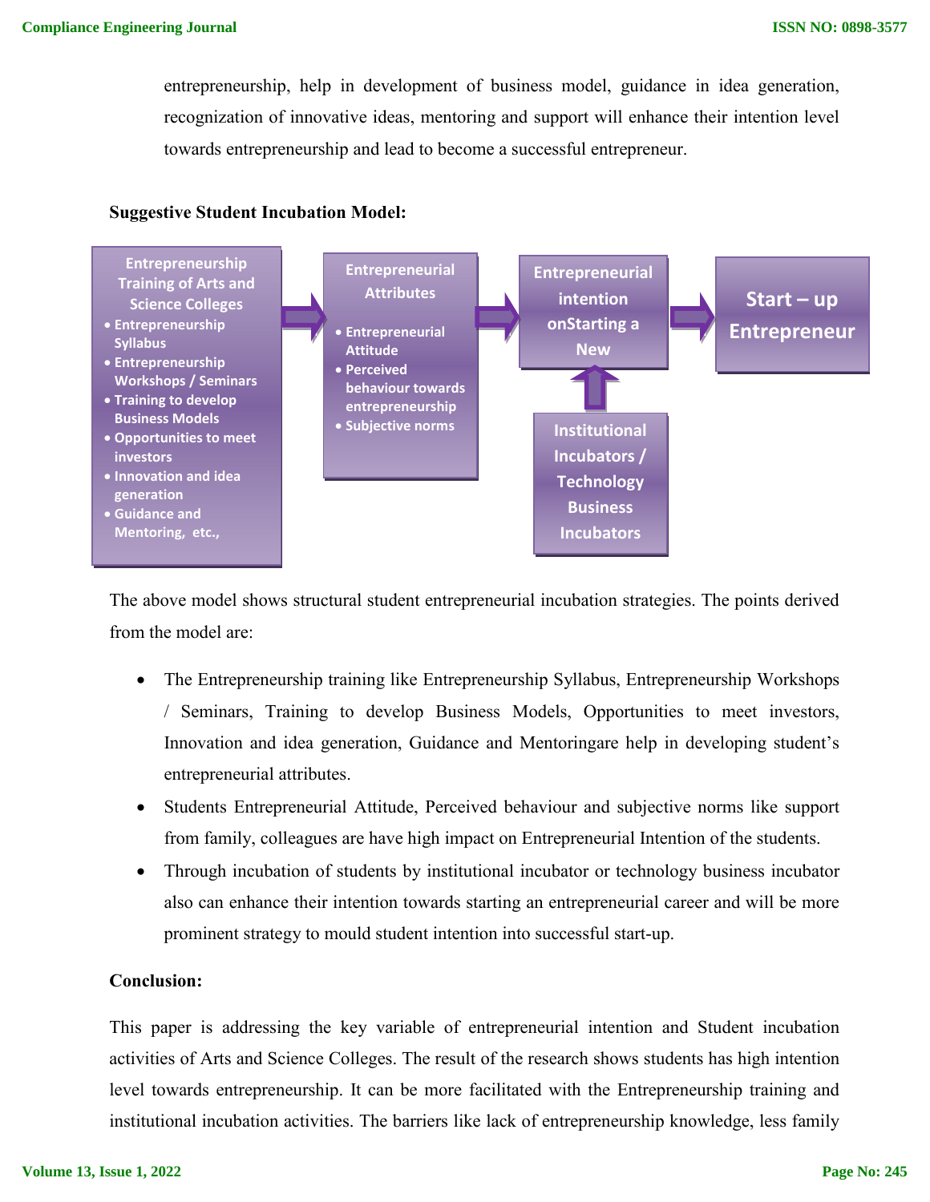entrepreneurship, help in development of business model, guidance in idea generation, recognization of innovative ideas, mentoring and support will enhance their intention level towards entrepreneurship and lead to become a successful entrepreneur.

**Suggestive Student Incubation Model:**

Entrepreneurship Training of Arts and Science Colleges
- Entrepreneurship Syllabus
- Entrepreneurship Workshops / Seminars
- Training to develop Business Models
- Opportunities to meet investors
- Innovation and idea generation
- Guidance and Mentoring, etc.,

Entrepreneurial Attributes
- Entrepreneurial Attitude
- Perceived behaviour towards entrepreneurship
- Subjective norms

Entrepreneurial intention onStarting a New

Institutional Incubators / Technology Business Incubators

Start – up Entrepreneur

The above model shows structural student entrepreneurial incubation strategies. The points derived from the model are:

- The Entrepreneurship training like Entrepreneurship Syllabus, Entrepreneurship Workshops / Seminars, Training to develop Business Models, Opportunities to meet investors, Innovation and idea generation, Guidance and Mentoringare help in developing student's entrepreneurial attributes.
- Students Entrepreneurial Attitude, Perceived behaviour and subjective norms like support from family, colleagues are have high impact on Entrepreneurial Intention of the students.
- Through incubation of students by institutional incubator or technology business incubator also can enhance their intention towards starting an entrepreneurial career and will be more prominent strategy to mould student intention into successful start-up.

**Conclusion:**

This paper is addressing the key variable of entrepreneurial intention and Student incubation activities of Arts and Science Colleges. The result of the research shows students has high intention level towards entrepreneurship. It can be more facilitated with the Entrepreneurship training and institutional incubation activities. The barriers like lack of entrepreneurship knowledge, less family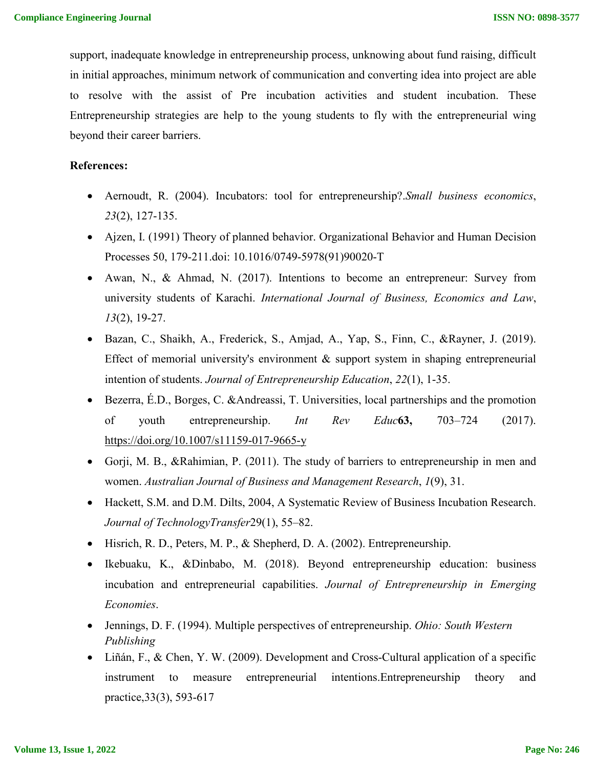support, inadequate knowledge in entrepreneurship process, unknowing about fund raising, difficult in initial approaches, minimum network of communication and converting idea into project are able to resolve with the assist of Pre incubation activities and student incubation. These Entrepreneurship strategies are help to the young students to fly with the entrepreneurial wing beyond their career barriers.

**References:**

- Aernoudt, R. (2004). Incubators: tool for entrepreneurship?.*Small business economics*, *23*(2), 127-135.
- Ajzen, I. (1991) Theory of planned behavior. Organizational Behavior and Human Decision Processes 50, 179-211.doi: 10.1016/0749-5978(91)90020-T
- Awan, N., & Ahmad, N. (2017). Intentions to become an entrepreneur: Survey from university students of Karachi. *International Journal of Business, Economics and Law*, *13*(2), 19-27.
- Bazan, C., Shaikh, A., Frederick, S., Amjad, A., Yap, S., Finn, C., &Rayner, J. (2019). Effect of memorial university's environment & support system in shaping entrepreneurial intention of students. *Journal of Entrepreneurship Education*, *22*(1), 1-35.
- Bezerra, É.D., Borges, C. &Andreassi, T. Universities, local partnerships and the promotion of youth entrepreneurship. *Int Rev Educ* **63,** 703–724 (2017). https://doi.org/10.1007/s11159-017-9665-y
- Gorji, M. B., &Rahimian, P. (2011). The study of barriers to entrepreneurship in men and women. *Australian Journal of Business and Management Research*, *1*(9), 31.
- Hackett, S.M. and D.M. Dilts, 2004, A Systematic Review of Business Incubation Research. *Journal of TechnologyTransfer*29(1), 55–82.
- Hisrich, R. D., Peters, M. P., & Shepherd, D. A. (2002). Entrepreneurship.
- Ikebuaku, K., &Dinbabo, M. (2018). Beyond entrepreneurship education: business incubation and entrepreneurial capabilities. *Journal of Entrepreneurship in Emerging Economies*.
- Jennings, D. F. (1994). Multiple perspectives of entrepreneurship. *Ohio: South Western Publishing*
- Liñán, F., & Chen, Y. W. (2009). Development and Cross-Cultural application of a specific instrument to measure entrepreneurial intentions.Entrepreneurship theory and practice,33(3), 593-617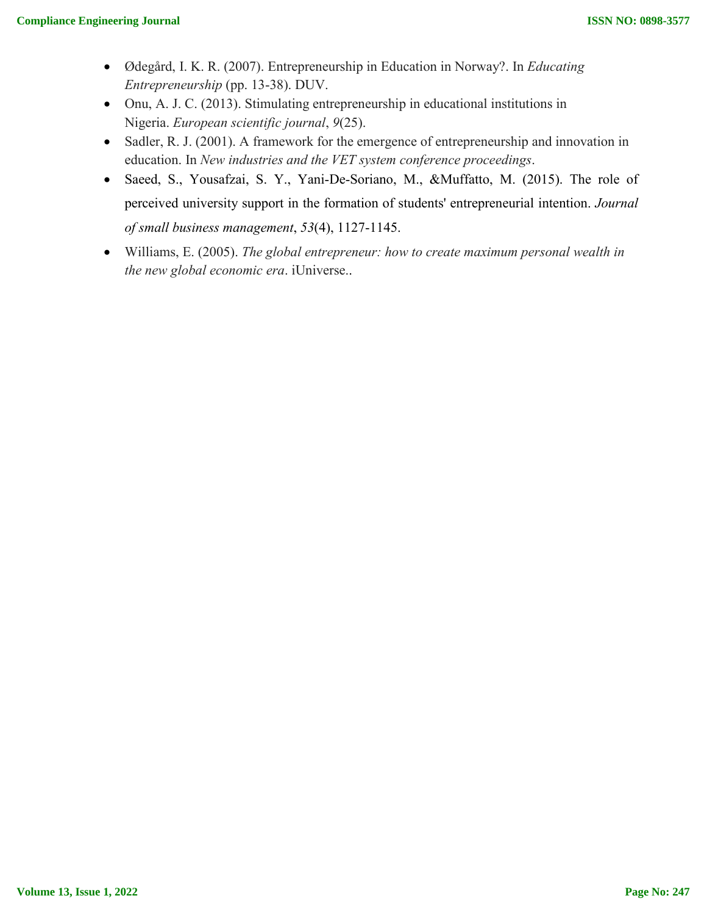- Ødegård, I. K. R. (2007). Entrepreneurship in Education in Norway?. In *Educating Entrepreneurship* (pp. 13-38). DUV.
- Onu, A. J. C. (2013). Stimulating entrepreneurship in educational institutions in Nigeria. *European scientific journal*, *9*(25).
- Sadler, R. J. (2001). A framework for the emergence of entrepreneurship and innovation in education. In *New industries and the VET system conference proceedings*.
- Saeed, S., Yousafzai, S. Y., Yani-De-Soriano, M., &Muffatto, M. (2015). The role of perceived university support in the formation of students' entrepreneurial intention. *Journal of small business management*, *53*(4), 1127-1145.
- Williams, E. (2005). *The global entrepreneur: how to create maximum personal wealth in the new global economic era*. iUniverse..